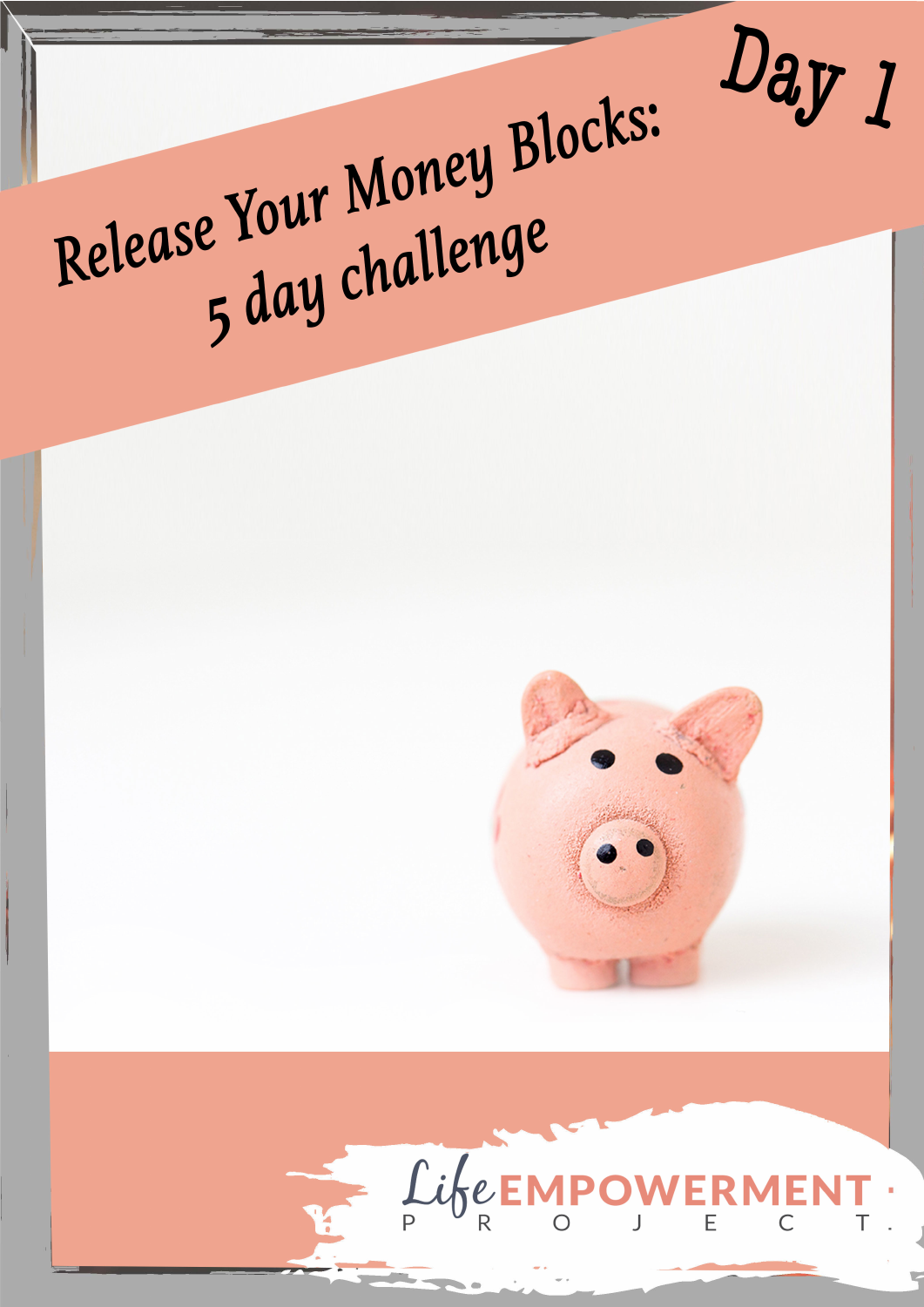# Release Your Money Blocks: 5 day challenge

## Day 1

Life EMPOWERMENT PROJECT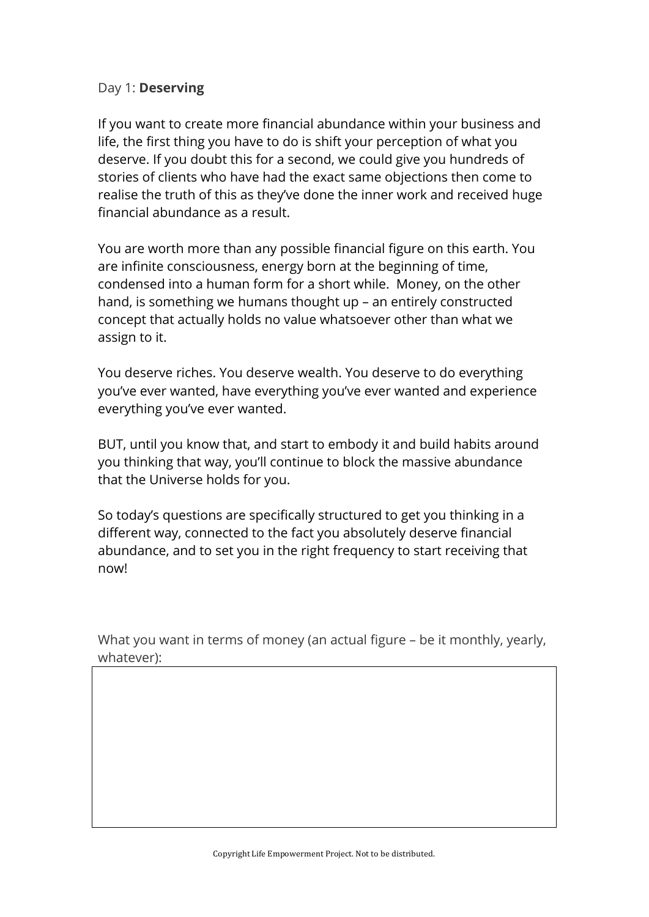Day 1: **Deserving**

If you want to create more financial abundance within your business and life, the first thing you have to do is shift your perception of what you deserve. If you doubt this for a second, we could give you hundreds of stories of clients who have had the exact same objections then come to realise the truth of this as they've done the inner work and received huge financial abundance as a result.

You are worth more than any possible financial figure on this earth. You are infinite consciousness, energy born at the beginning of time, condensed into a human form for a short while. Money, on the other hand, is something we humans thought up – an entirely constructed concept that actually holds no value whatsoever other than what we assign to it.

You deserve riches. You deserve wealth. You deserve to do everything you've ever wanted, have everything you've ever wanted and experience everything you've ever wanted.

BUT, until you know that, and start to embody it and build habits around you thinking that way, you'll continue to block the massive abundance that the Universe holds for you.

So today's questions are specifically structured to get you thinking in a different way, connected to the fact you absolutely deserve financial abundance, and to set you in the right frequency to start receiving that now!

What you want in terms of money (an actual figure – be it monthly, yearly, whatever):

|   |
|---|
|   |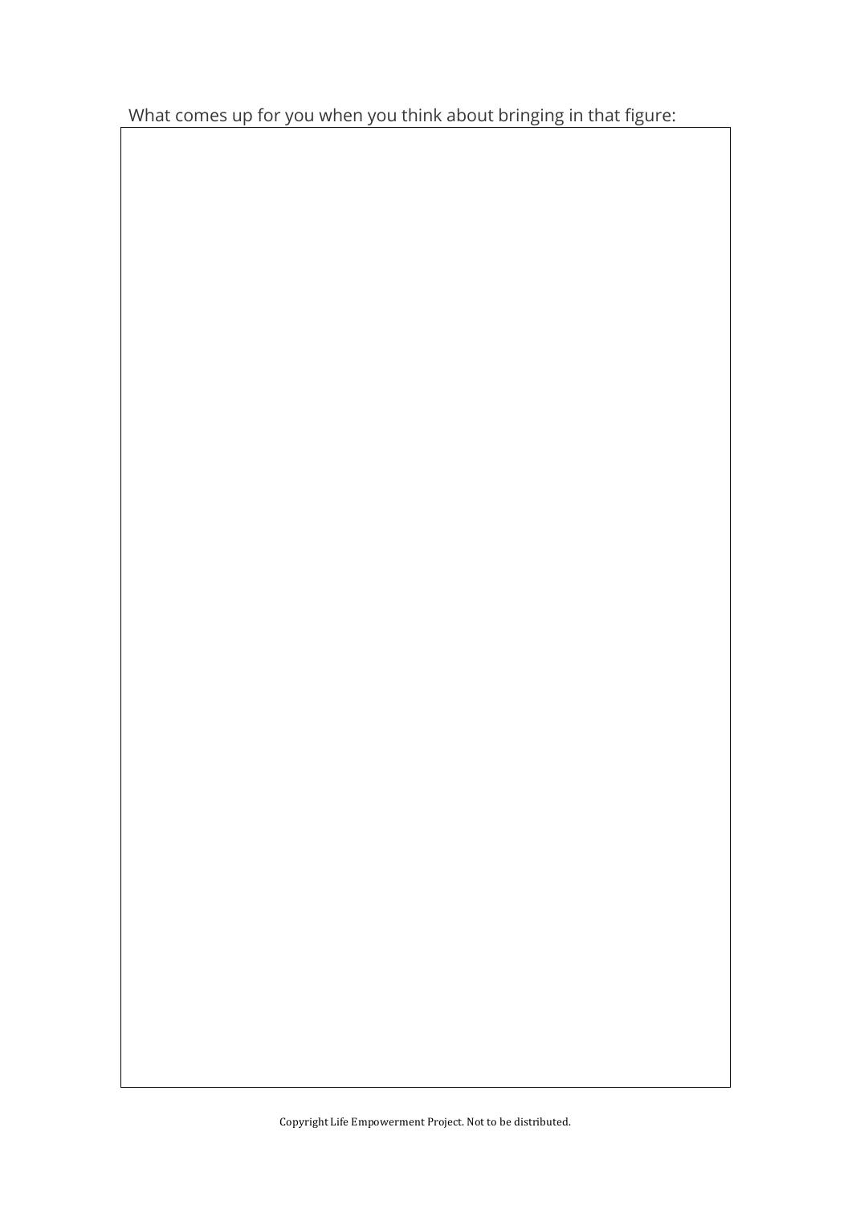What comes up for you when you think about bringing in that figure: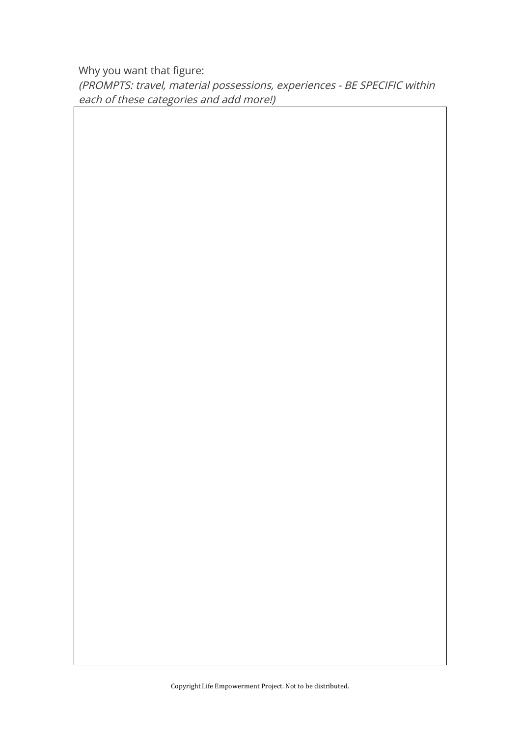Why you want that figure:

*(PROMPTS: travel, material possessions, experiences - BE SPECIFIC within each of these categories and add more!)*

Copyright Life Empowerment Project. Not to be distributed.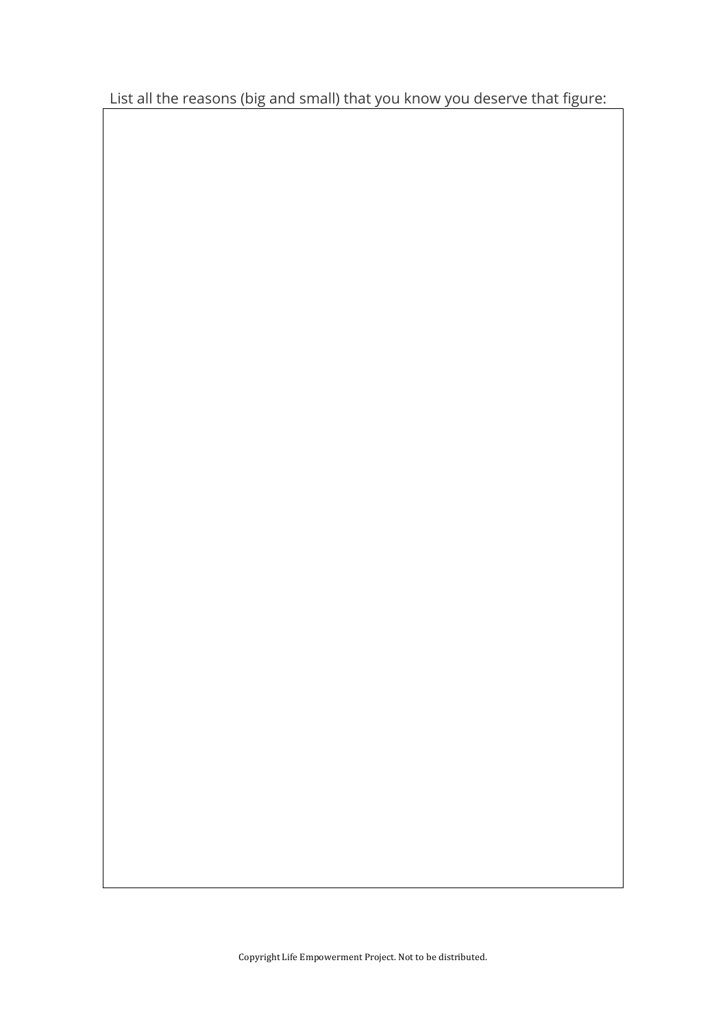List all the reasons (big and small) that you know you deserve that figure:

Copyright Life Empowerment Project. Not to be distributed.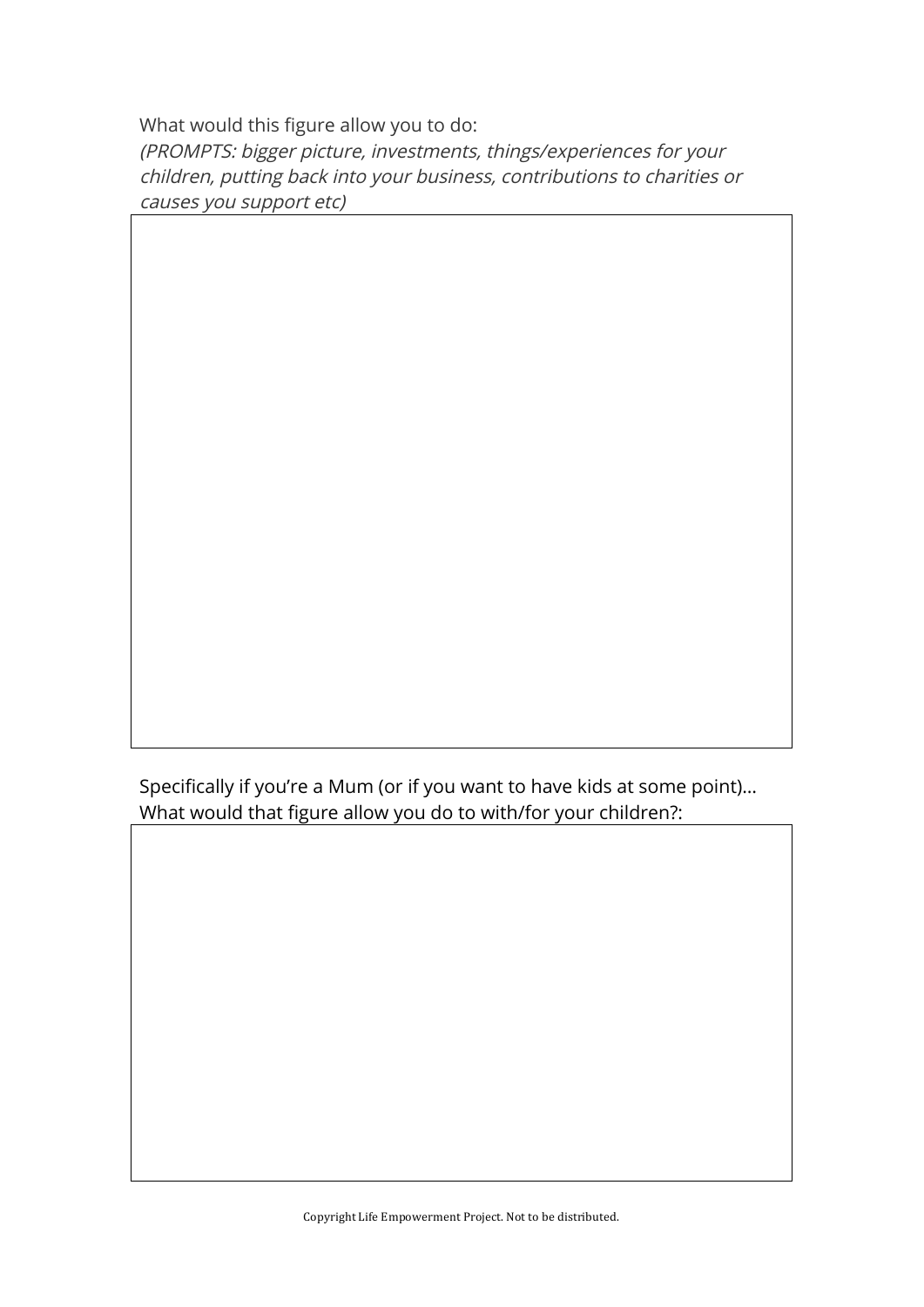What would this figure allow you to do:
*(PROMPTS: bigger picture, investments, things/experiences for your children, putting back into your business, contributions to charities or causes you support etc)*

Specifically if you're a Mum (or if you want to have kids at some point)… What would that figure allow you do to with/for your children?:

Copyright Life Empowerment Project. Not to be distributed.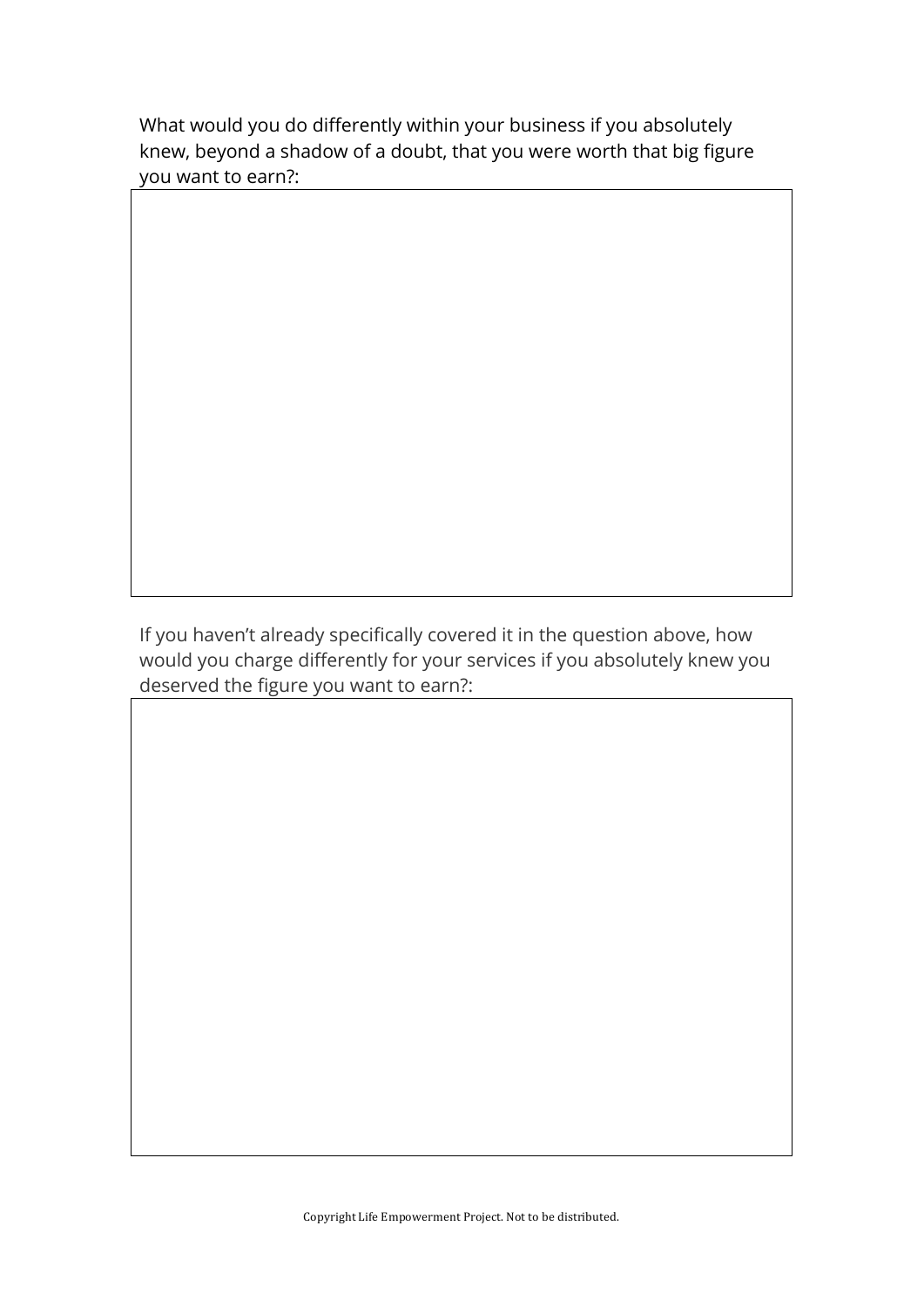What would you do differently within your business if you absolutely knew, beyond a shadow of a doubt, that you were worth that big figure you want to earn?:

If you haven't already specifically covered it in the question above, how would you charge differently for your services if you absolutely knew you deserved the figure you want to earn?:

Copyright Life Empowerment Project. Not to be distributed.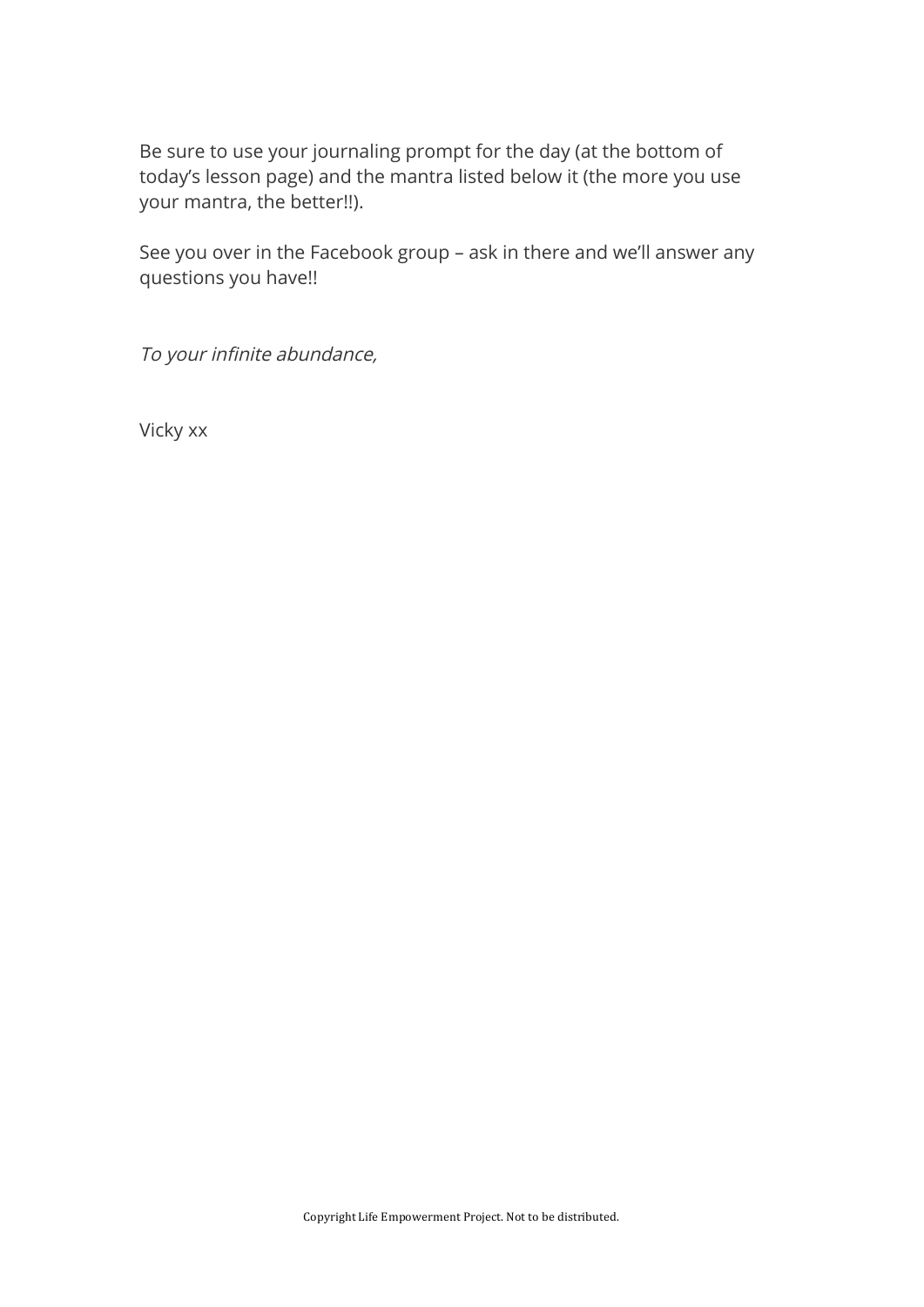Be sure to use your journaling prompt for the day (at the bottom of today's lesson page) and the mantra listed below it (the more you use your mantra, the better!!).

See you over in the Facebook group – ask in there and we'll answer any questions you have!!

*To your infinite abundance,*

Vicky xx